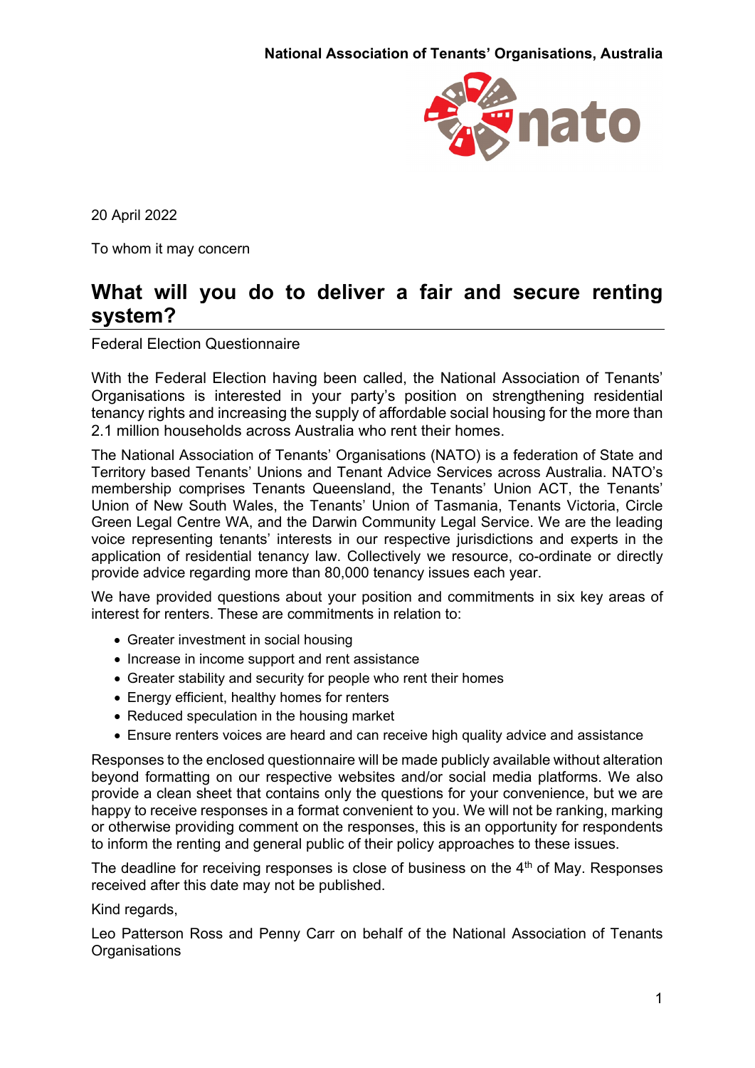**National Association of Tenants' Organisations, Australia**

20 April 2022

To whom it may concern

# What will you do to deliver a fair and secure renting system?

Federal Election Questionnaire

With the Federal Election having been called, the National Association of Tenants' Organisations is interested in your party's position on strengthening residential tenancy rights and increasing the supply of affordable social housing for the more than 2.1 million households across Australia who rent their homes.

The National Association of Tenants' Organisations (NATO) is a federation of State and Territory based Tenants' Unions and Tenant Advice Services across Australia. NATO's membership comprises Tenants Queensland, the Tenants' Union ACT, the Tenants' Union of New South Wales, the Tenants' Union of Tasmania, Tenants Victoria, Circle Green Legal Centre WA, and the Darwin Community Legal Service. We are the leading voice representing tenants' interests in our respective jurisdictions and experts in the application of residential tenancy law. Collectively we resource, co-ordinate or directly provide advice regarding more than 80,000 tenancy issues each year.

We have provided questions about your position and commitments in six key areas of interest for renters. These are commitments in relation to:

- Greater investment in social housing
- Increase in income support and rent assistance
- Greater stability and security for people who rent their homes
- Energy efficient, healthy homes for renters
- Reduced speculation in the housing market
- Ensure renters voices are heard and can receive high quality advice and assistance

Responses to the enclosed questionnaire will be made publicly available without alteration beyond formatting on our respective websites and/or social media platforms. We also provide a clean sheet that contains only the questions for your convenience, but we are happy to receive responses in a format convenient to you. We will not be ranking, marking or otherwise providing comment on the responses, this is an opportunity for respondents to inform the renting and general public of their policy approaches to these issues.

The deadline for receiving responses is close of business on the 4th of May. Responses received after this date may not be published.

Kind regards,

Leo Patterson Ross and Penny Carr on behalf of the National Association of Tenants Organisations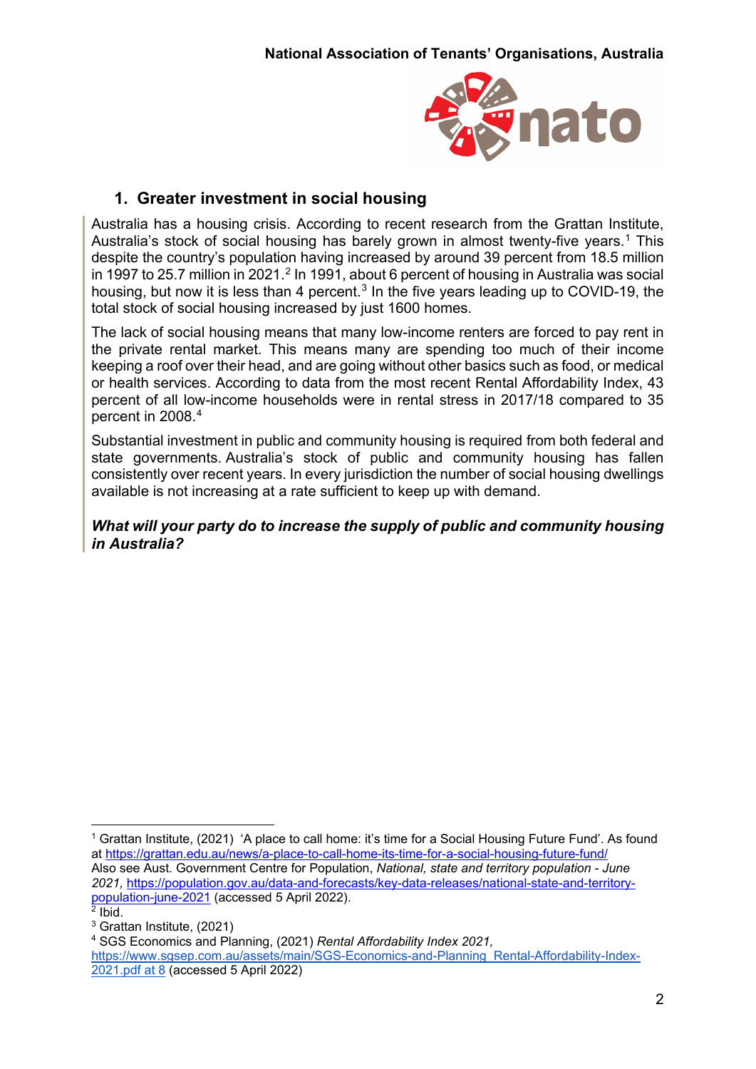## 1. Greater investment in social housing

Australia has a housing crisis. According to recent research from the Grattan Institute, Australia's stock of social housing has barely grown in almost twenty-five years.[1] This despite the country's population having increased by around 39 percent from 18.5 million in 1997 to 25.7 million in 2021.[2] In 1991, about 6 percent of housing in Australia was social housing, but now it is less than 4 percent.[3] In the five years leading up to COVID-19, the total stock of social housing increased by just 1600 homes.

The lack of social housing means that many low-income renters are forced to pay rent in the private rental market. This means many are spending too much of their income keeping a roof over their head, and are going without other basics such as food, or medical or health services. According to data from the most recent Rental Affordability Index, 43 percent of all low-income households were in rental stress in 2017/18 compared to 35 percent in 2008.[4]

Substantial investment in public and community housing is required from both federal and state governments. Australia's stock of public and community housing has fallen consistently over recent years. In every jurisdiction the number of social housing dwellings available is not increasing at a rate sufficient to keep up with demand.

***What will your party do to increase the supply of public and community housing in Australia?***

---

[1] Grattan Institute, (2021) 'A place to call home: it's time for a Social Housing Future Fund'. As found at https://grattan.edu.au/news/a-place-to-call-home-its-time-for-a-social-housing-future-fund/
Also see Aust. Government Centre for Population, *National, state and territory population - June 2021,* https://population.gov.au/data-and-forecasts/key-data-releases/national-state-and-territory-population-june-2021 (accessed 5 April 2022).

[2] Ibid.

[3] Grattan Institute, (2021)

[4] SGS Economics and Planning, (2021) *Rental Affordability Index 2021,* https://www.sgsep.com.au/assets/main/SGS-Economics-and-Planning_Rental-Affordability-Index-2021.pdf at 8 (accessed 5 April 2022)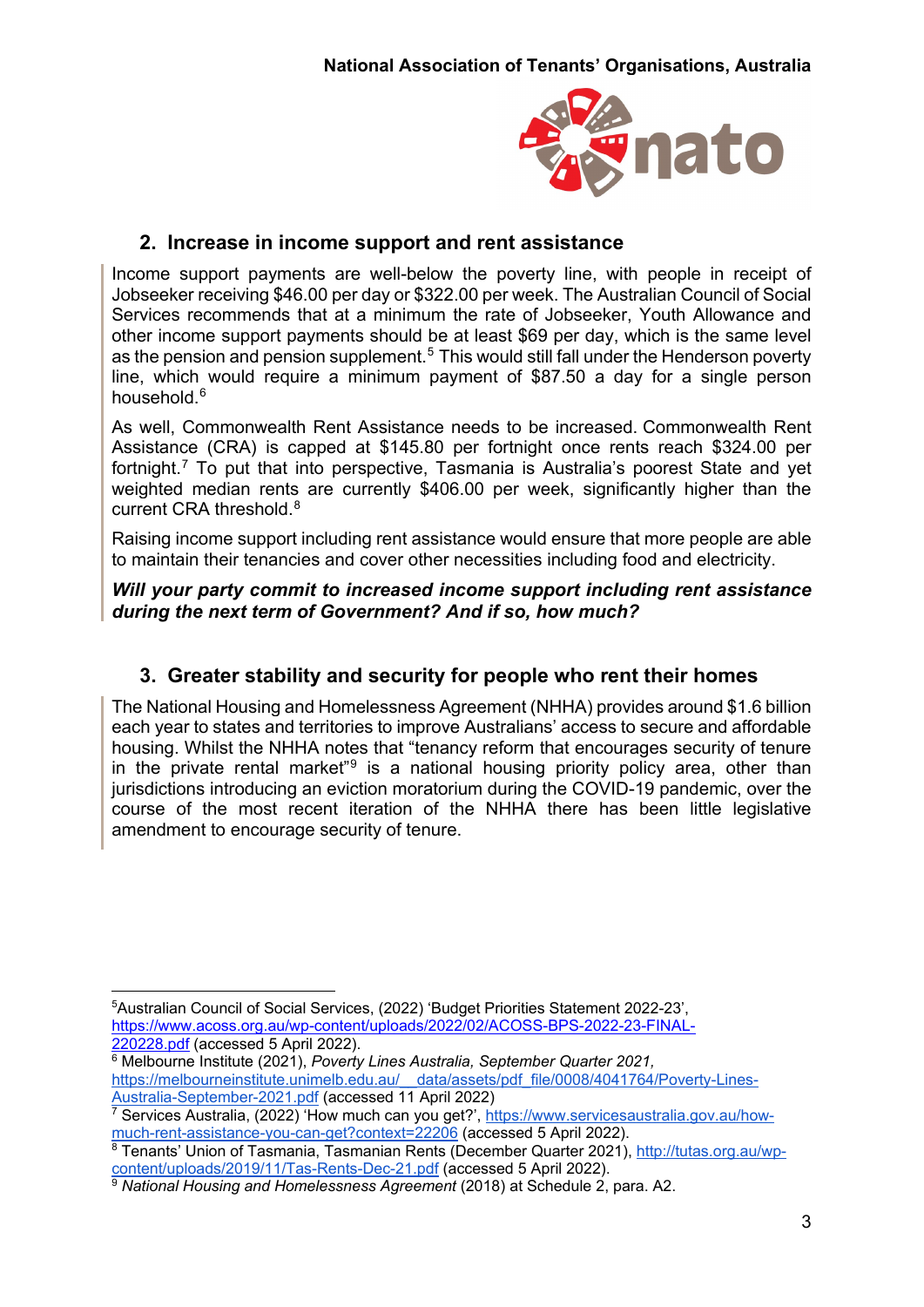## 2. Increase in income support and rent assistance

Income support payments are well-below the poverty line, with people in receipt of Jobseeker receiving $46.00 per day or $322.00 per week. The Australian Council of Social Services recommends that at a minimum the rate of Jobseeker, Youth Allowance and other income support payments should be at least $69 per day, which is the same level as the pension and pension supplement.[5] This would still fall under the Henderson poverty line, which would require a minimum payment of $87.50 a day for a single person household.[6]

As well, Commonwealth Rent Assistance needs to be increased. Commonwealth Rent Assistance (CRA) is capped at $145.80 per fortnight once rents reach $324.00 per fortnight.[7] To put that into perspective, Tasmania is Australia's poorest State and yet weighted median rents are currently $406.00 per week, significantly higher than the current CRA threshold.[8]

Raising income support including rent assistance would ensure that more people are able to maintain their tenancies and cover other necessities including food and electricity.

***Will your party commit to increased income support including rent assistance during the next term of Government? And if so, how much?***

## 3. Greater stability and security for people who rent their homes

The National Housing and Homelessness Agreement (NHHA) provides around $1.6 billion each year to states and territories to improve Australians' access to secure and affordable housing. Whilst the NHHA notes that "tenancy reform that encourages security of tenure in the private rental market"[9] is a national housing priority policy area, other than jurisdictions introducing an eviction moratorium during the COVID-19 pandemic, over the course of the most recent iteration of the NHHA there has been little legislative amendment to encourage security of tenure.

---

[5] Australian Council of Social Services, (2022) 'Budget Priorities Statement 2022-23', https://www.acoss.org.au/wp-content/uploads/2022/02/ACOSS-BPS-2022-23-FINAL-220228.pdf (accessed 5 April 2022).

[6] Melbourne Institute (2021), *Poverty Lines Australia, September Quarter 2021,* https://melbourneinstitute.unimelb.edu.au/__data/assets/pdf_file/0008/4041764/Poverty-Lines-Australia-September-2021.pdf (accessed 11 April 2022)

[7] Services Australia, (2022) 'How much can you get?', https://www.servicesaustralia.gov.au/how-much-rent-assistance-you-can-get?context=22206 (accessed 5 April 2022).

[8] Tenants' Union of Tasmania, Tasmanian Rents (December Quarter 2021), http://tutas.org.au/wp-content/uploads/2019/11/Tas-Rents-Dec-21.pdf (accessed 5 April 2022).

[9] *National Housing and Homelessness Agreement* (2018) at Schedule 2, para. A2.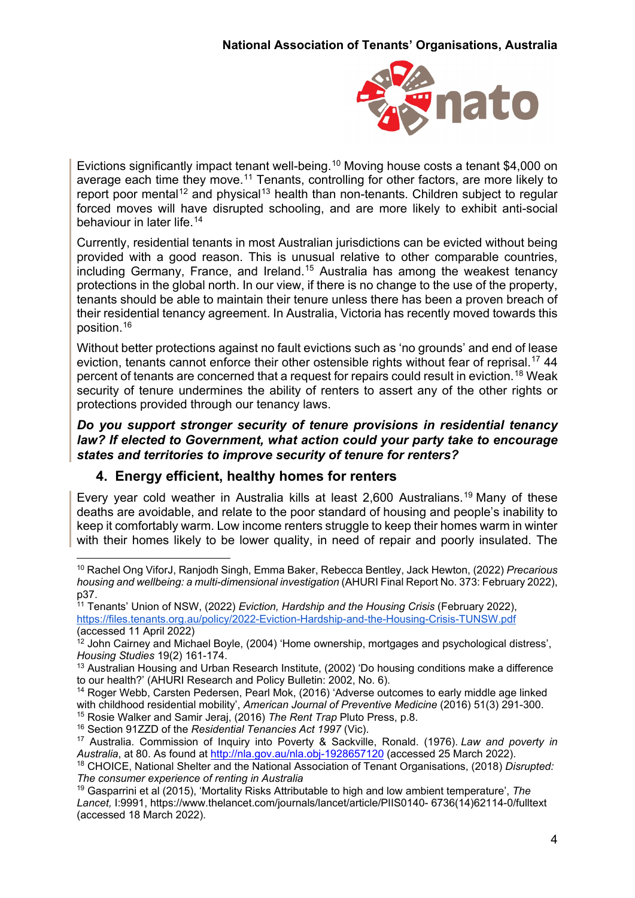Evictions significantly impact tenant well-being.[10] Moving house costs a tenant $4,000 on average each time they move.[11] Tenants, controlling for other factors, are more likely to report poor mental[12] and physical[13] health than non-tenants. Children subject to regular forced moves will have disrupted schooling, and are more likely to exhibit anti-social behaviour in later life.[14]

Currently, residential tenants in most Australian jurisdictions can be evicted without being provided with a good reason. This is unusual relative to other comparable countries, including Germany, France, and Ireland.[15] Australia has among the weakest tenancy protections in the global north. In our view, if there is no change to the use of the property, tenants should be able to maintain their tenure unless there has been a proven breach of their residential tenancy agreement. In Australia, Victoria has recently moved towards this position.[16]

Without better protections against no fault evictions such as 'no grounds' and end of lease eviction, tenants cannot enforce their other ostensible rights without fear of reprisal.[17] 44 percent of tenants are concerned that a request for repairs could result in eviction.[18] Weak security of tenure undermines the ability of renters to assert any of the other rights or protections provided through our tenancy laws.

***Do you support stronger security of tenure provisions in residential tenancy law? If elected to Government, what action could your party take to encourage states and territories to improve security of tenure for renters?***

## 4. Energy efficient, healthy homes for renters

Every year cold weather in Australia kills at least 2,600 Australians.[19] Many of these deaths are avoidable, and relate to the poor standard of housing and people's inability to keep it comfortably warm. Low income renters struggle to keep their homes warm in winter with their homes likely to be lower quality, in need of repair and poorly insulated. The

---

[10] Rachel Ong ViforJ, Ranjodh Singh, Emma Baker, Rebecca Bentley, Jack Hewton, (2022) *Precarious housing and wellbeing: a multi-dimensional investigation* (AHURI Final Report No. 373: February 2022), p37.

[11] Tenants' Union of NSW, (2022) *Eviction, Hardship and the Housing Crisis* (February 2022), https://files.tenants.org.au/policy/2022-Eviction-Hardship-and-the-Housing-Crisis-TUNSW.pdf (accessed 11 April 2022)

[12] John Cairney and Michael Boyle, (2004) 'Home ownership, mortgages and psychological distress', *Housing Studies* 19(2) 161-174.

[13] Australian Housing and Urban Research Institute, (2002) 'Do housing conditions make a difference to our health?' (AHURI Research and Policy Bulletin: 2002, No. 6).

[14] Roger Webb, Carsten Pedersen, Pearl Mok, (2016) 'Adverse outcomes to early middle age linked with childhood residential mobility', *American Journal of Preventive Medicine* (2016) 51(3) 291-300.

[15] Rosie Walker and Samir Jeraj, (2016) *The Rent Trap* Pluto Press, p.8.

[16] Section 91ZZD of the *Residential Tenancies Act 1997* (Vic).

[17] Australia. Commission of Inquiry into Poverty & Sackville, Ronald. (1976). *Law and poverty in Australia*, at 80. As found at http://nla.gov.au/nla.obj-1928657120 (accessed 25 March 2022).

[18] CHOICE, National Shelter and the National Association of Tenant Organisations, (2018) *Disrupted: The consumer experience of renting in Australia*

[19] Gasparrini et al (2015), 'Mortality Risks Attributable to high and low ambient temperature', *The Lancet,* I:9991, https://www.thelancet.com/journals/lancet/article/PIIS0140- 6736(14)62114-0/fulltext (accessed 18 March 2022).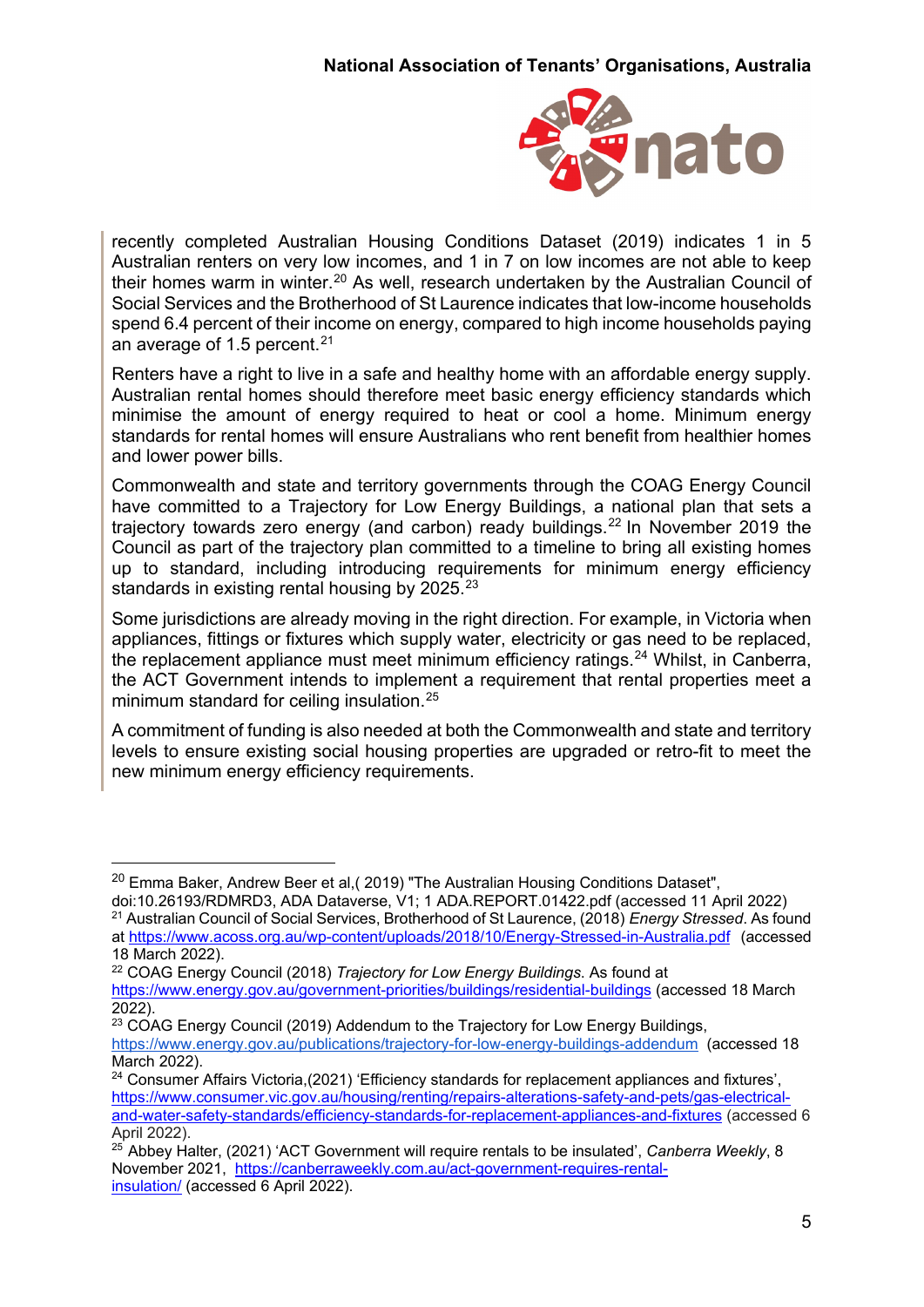recently completed Australian Housing Conditions Dataset (2019) indicates 1 in 5 Australian renters on very low incomes, and 1 in 7 on low incomes are not able to keep their homes warm in winter.[20] As well, research undertaken by the Australian Council of Social Services and the Brotherhood of St Laurence indicates that low-income households spend 6.4 percent of their income on energy, compared to high income households paying an average of 1.5 percent.[21]

Renters have a right to live in a safe and healthy home with an affordable energy supply. Australian rental homes should therefore meet basic energy efficiency standards which minimise the amount of energy required to heat or cool a home. Minimum energy standards for rental homes will ensure Australians who rent benefit from healthier homes and lower power bills.

Commonwealth and state and territory governments through the COAG Energy Council have committed to a Trajectory for Low Energy Buildings, a national plan that sets a trajectory towards zero energy (and carbon) ready buildings.[22] In November 2019 the Council as part of the trajectory plan committed to a timeline to bring all existing homes up to standard, including introducing requirements for minimum energy efficiency standards in existing rental housing by 2025.[23]

Some jurisdictions are already moving in the right direction. For example, in Victoria when appliances, fittings or fixtures which supply water, electricity or gas need to be replaced, the replacement appliance must meet minimum efficiency ratings.[24] Whilst, in Canberra, the ACT Government intends to implement a requirement that rental properties meet a minimum standard for ceiling insulation.[25]

A commitment of funding is also needed at both the Commonwealth and state and territory levels to ensure existing social housing properties are upgraded or retro-fit to meet the new minimum energy efficiency requirements.

---

[20] Emma Baker, Andrew Beer et al,( 2019) "The Australian Housing Conditions Dataset", doi:10.26193/RDMRD3, ADA Dataverse, V1; 1 ADA.REPORT.01422.pdf (accessed 11 April 2022)

[21] Australian Council of Social Services, Brotherhood of St Laurence, (2018) *Energy Stressed*. As found at https://www.acoss.org.au/wp-content/uploads/2018/10/Energy-Stressed-in-Australia.pdf (accessed 18 March 2022).

[22] COAG Energy Council (2018) *Trajectory for Low Energy Buildings*. As found at https://www.energy.gov.au/government-priorities/buildings/residential-buildings (accessed 18 March 2022).

[23] COAG Energy Council (2019) Addendum to the Trajectory for Low Energy Buildings, https://www.energy.gov.au/publications/trajectory-for-low-energy-buildings-addendum (accessed 18 March 2022).

[24] Consumer Affairs Victoria,(2021) 'Efficiency standards for replacement appliances and fixtures', https://www.consumer.vic.gov.au/housing/renting/repairs-alterations-safety-and-pets/gas-electrical-and-water-safety-standards/efficiency-standards-for-replacement-appliances-and-fixtures (accessed 6 April 2022).

[25] Abbey Halter, (2021) 'ACT Government will require rentals to be insulated', *Canberra Weekly*, 8 November 2021, https://canberraweekly.com.au/act-government-requires-rental-insulation/ (accessed 6 April 2022).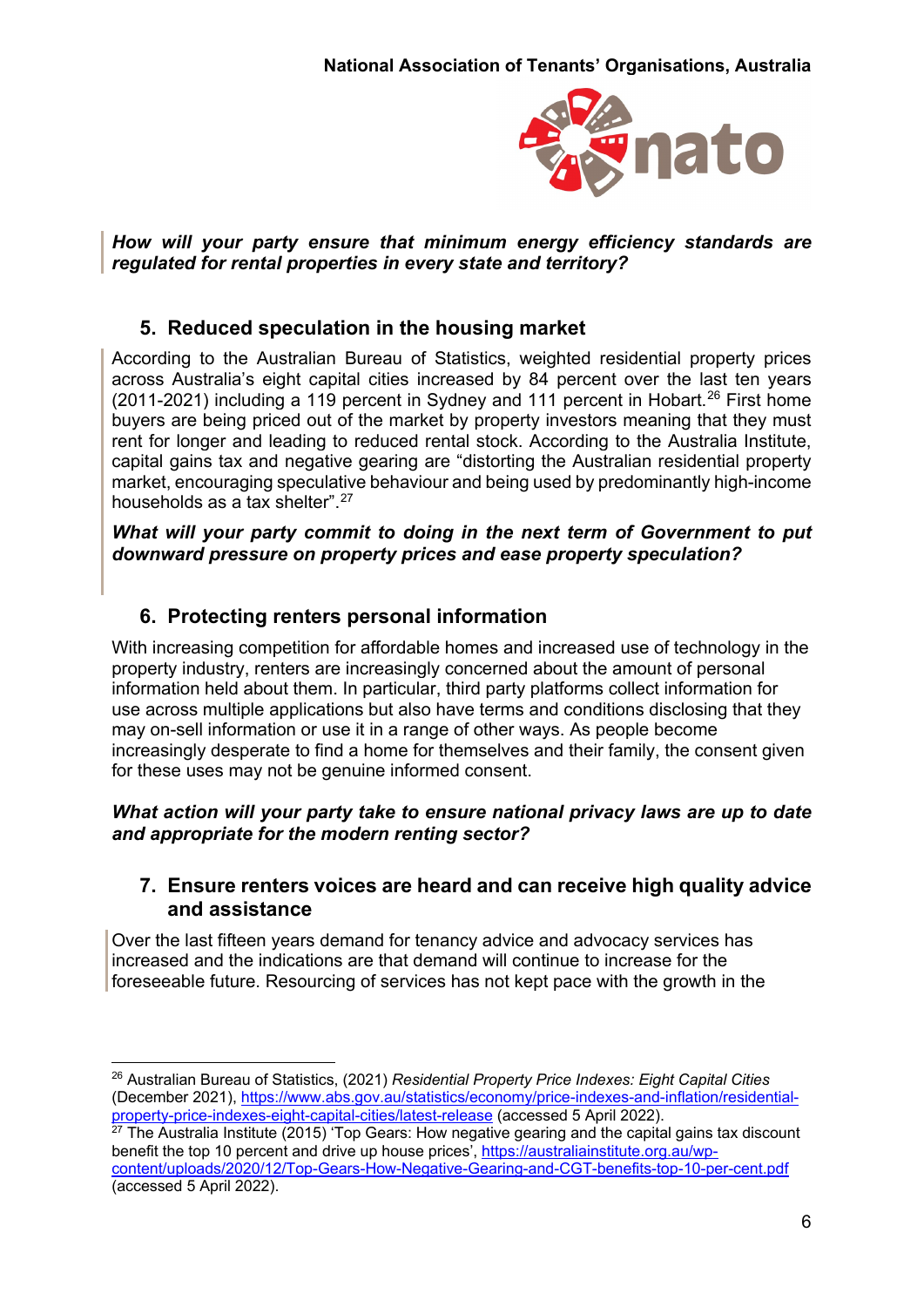***How will your party ensure that minimum energy efficiency standards are regulated for rental properties in every state and territory?***

## 5. Reduced speculation in the housing market

According to the Australian Bureau of Statistics, weighted residential property prices across Australia's eight capital cities increased by 84 percent over the last ten years (2011-2021) including a 119 percent in Sydney and 111 percent in Hobart.[26] First home buyers are being priced out of the market by property investors meaning that they must rent for longer and leading to reduced rental stock. According to the Australia Institute, capital gains tax and negative gearing are "distorting the Australian residential property market, encouraging speculative behaviour and being used by predominantly high-income households as a tax shelter".[27]

***What will your party commit to doing in the next term of Government to put downward pressure on property prices and ease property speculation?***

## 6. Protecting renters personal information

With increasing competition for affordable homes and increased use of technology in the property industry, renters are increasingly concerned about the amount of personal information held about them. In particular, third party platforms collect information for use across multiple applications but also have terms and conditions disclosing that they may on-sell information or use it in a range of other ways. As people become increasingly desperate to find a home for themselves and their family, the consent given for these uses may not be genuine informed consent.

***What action will your party take to ensure national privacy laws are up to date and appropriate for the modern renting sector?***

## 7. Ensure renters voices are heard and can receive high quality advice and assistance

Over the last fifteen years demand for tenancy advice and advocacy services has increased and the indications are that demand will continue to increase for the foreseeable future. Resourcing of services has not kept pace with the growth in the

---

[26] Australian Bureau of Statistics, (2021) *Residential Property Price Indexes: Eight Capital Cities* (December 2021), https://www.abs.gov.au/statistics/economy/price-indexes-and-inflation/residential-property-price-indexes-eight-capital-cities/latest-release (accessed 5 April 2022).

[27] The Australia Institute (2015) 'Top Gears: How negative gearing and the capital gains tax discount benefit the top 10 percent and drive up house prices', https://australiainstitute.org.au/wp-content/uploads/2020/12/Top-Gears-How-Negative-Gearing-and-CGT-benefits-top-10-per-cent.pdf (accessed 5 April 2022).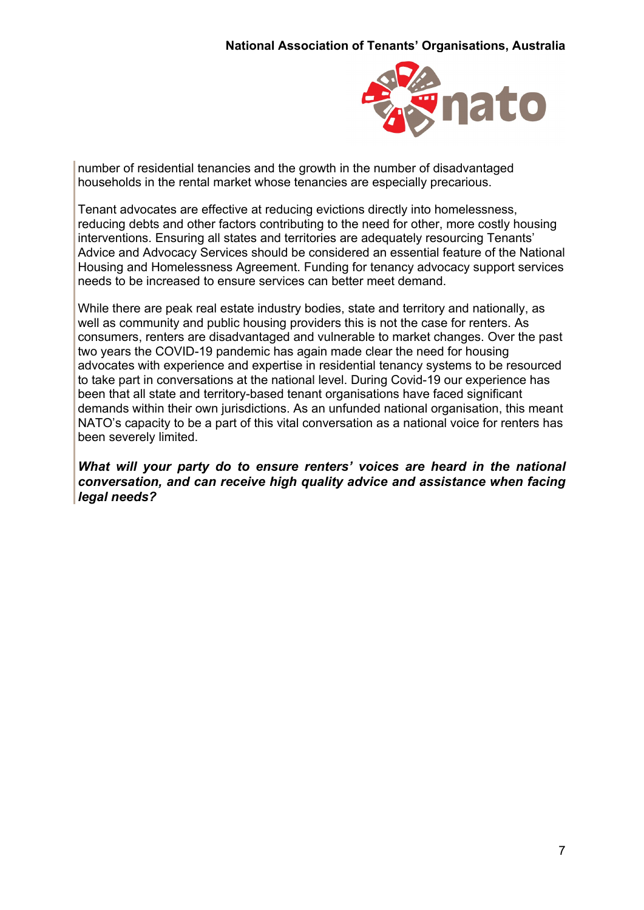number of residential tenancies and the growth in the number of disadvantaged households in the rental market whose tenancies are especially precarious.

Tenant advocates are effective at reducing evictions directly into homelessness, reducing debts and other factors contributing to the need for other, more costly housing interventions. Ensuring all states and territories are adequately resourcing Tenants' Advice and Advocacy Services should be considered an essential feature of the National Housing and Homelessness Agreement. Funding for tenancy advocacy support services needs to be increased to ensure services can better meet demand.

While there are peak real estate industry bodies, state and territory and nationally, as well as community and public housing providers this is not the case for renters. As consumers, renters are disadvantaged and vulnerable to market changes. Over the past two years the COVID-19 pandemic has again made clear the need for housing advocates with experience and expertise in residential tenancy systems to be resourced to take part in conversations at the national level. During Covid-19 our experience has been that all state and territory-based tenant organisations have faced significant demands within their own jurisdictions. As an unfunded national organisation, this meant NATO's capacity to be a part of this vital conversation as a national voice for renters has been severely limited.

***What will your party do to ensure renters' voices are heard in the national conversation, and can receive high quality advice and assistance when facing legal needs?***